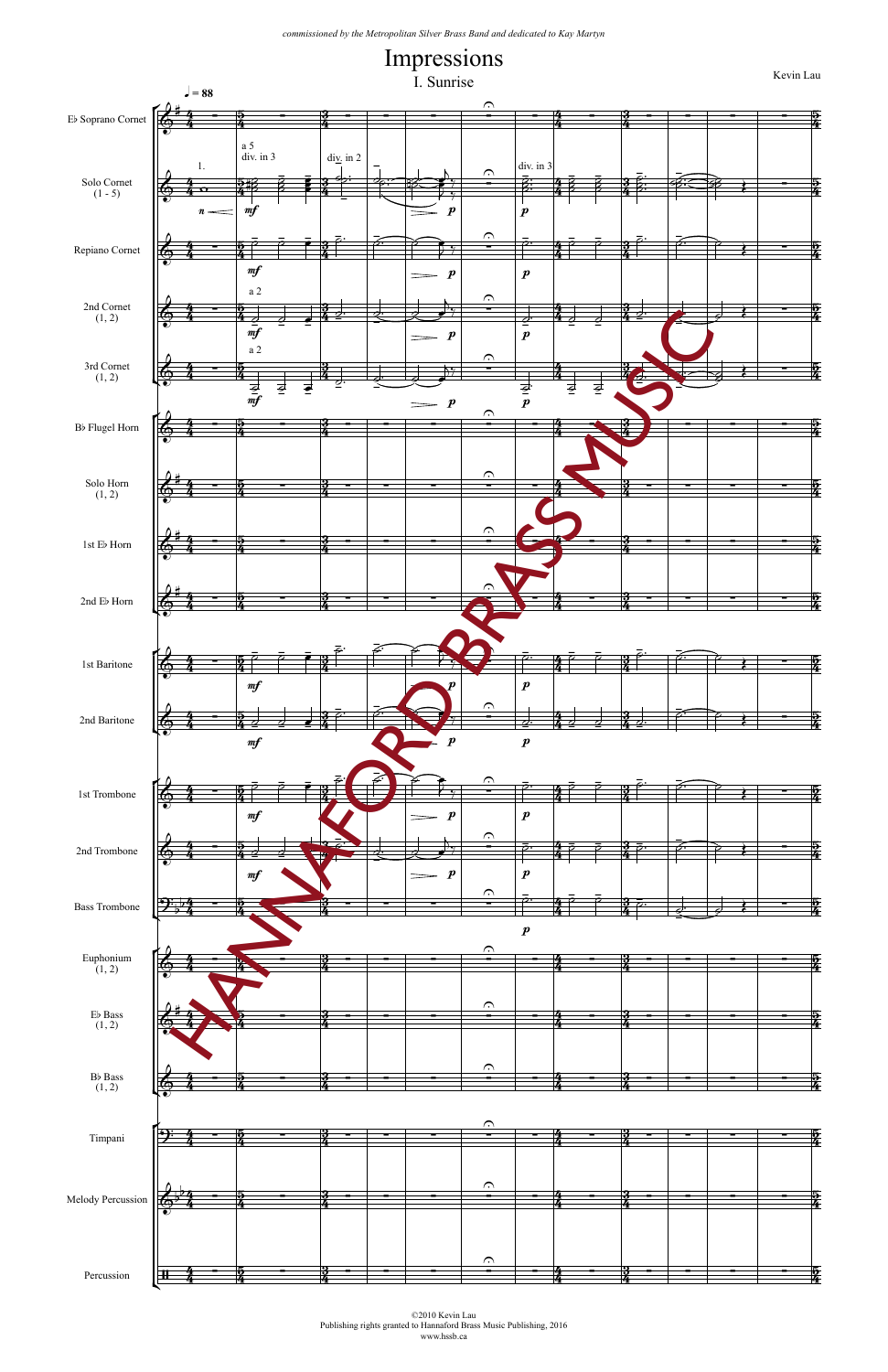*commissioned by the Metropolitan Silver Brass Band and dedicated to Kay Martyn*

# Impressions

## I. Sunrise

Kevin Lau

©2010 Kevin Lau
Publishing rights granted to Hannaford Brass Music Publishing, 2016
www.hssb.ca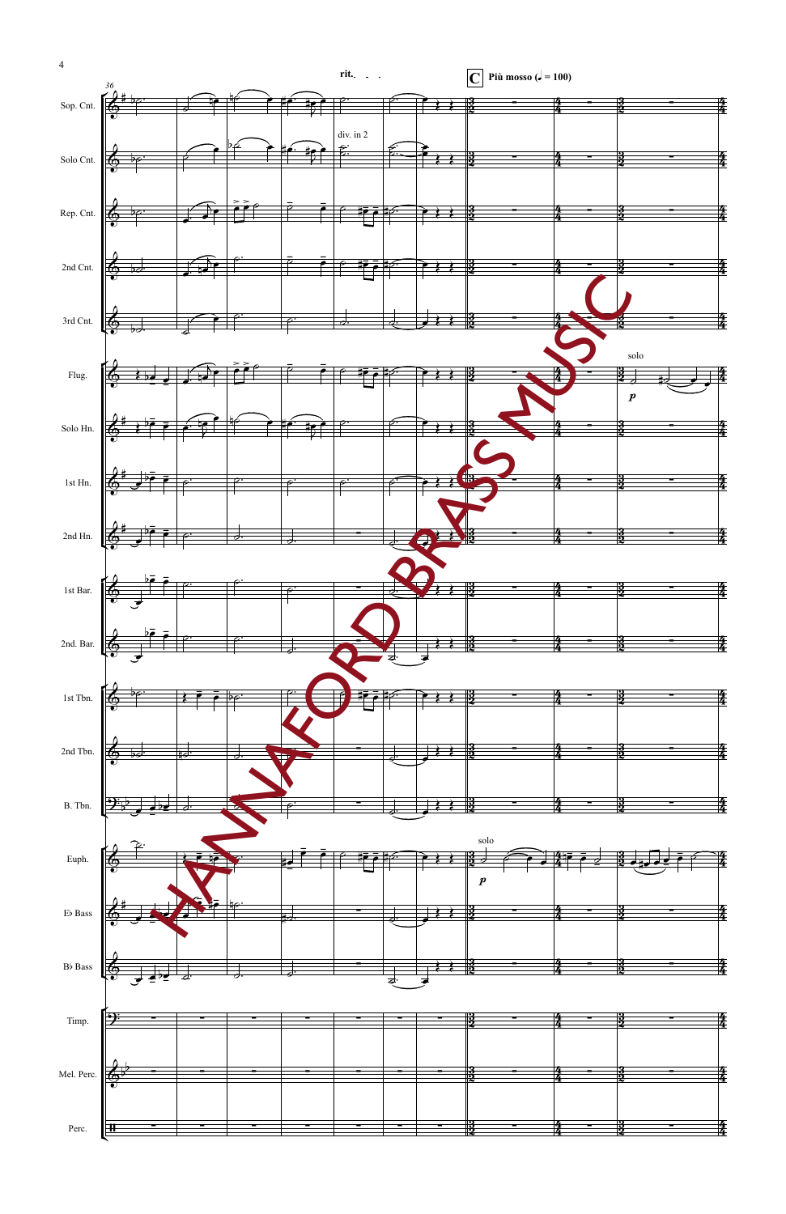rit.

**C** Più mosso (♩ = 100)

Sop. Cnt.
Solo Cnt. — div. in 2
Rep. Cnt.
2nd Cnt.
3rd Cnt.
Flug. — solo, *p*
Solo Hn.
1st Hn.
2nd Hn.
1st Bar.
2nd. Bar.
1st Tbn.
2nd Tbn.
B. Tbn.
Euph. — solo, *p*
E♭ Bass
B♭ Bass
Timp.
Mel. Perc.
Perc.

HANNAFORD BRASS MUSIC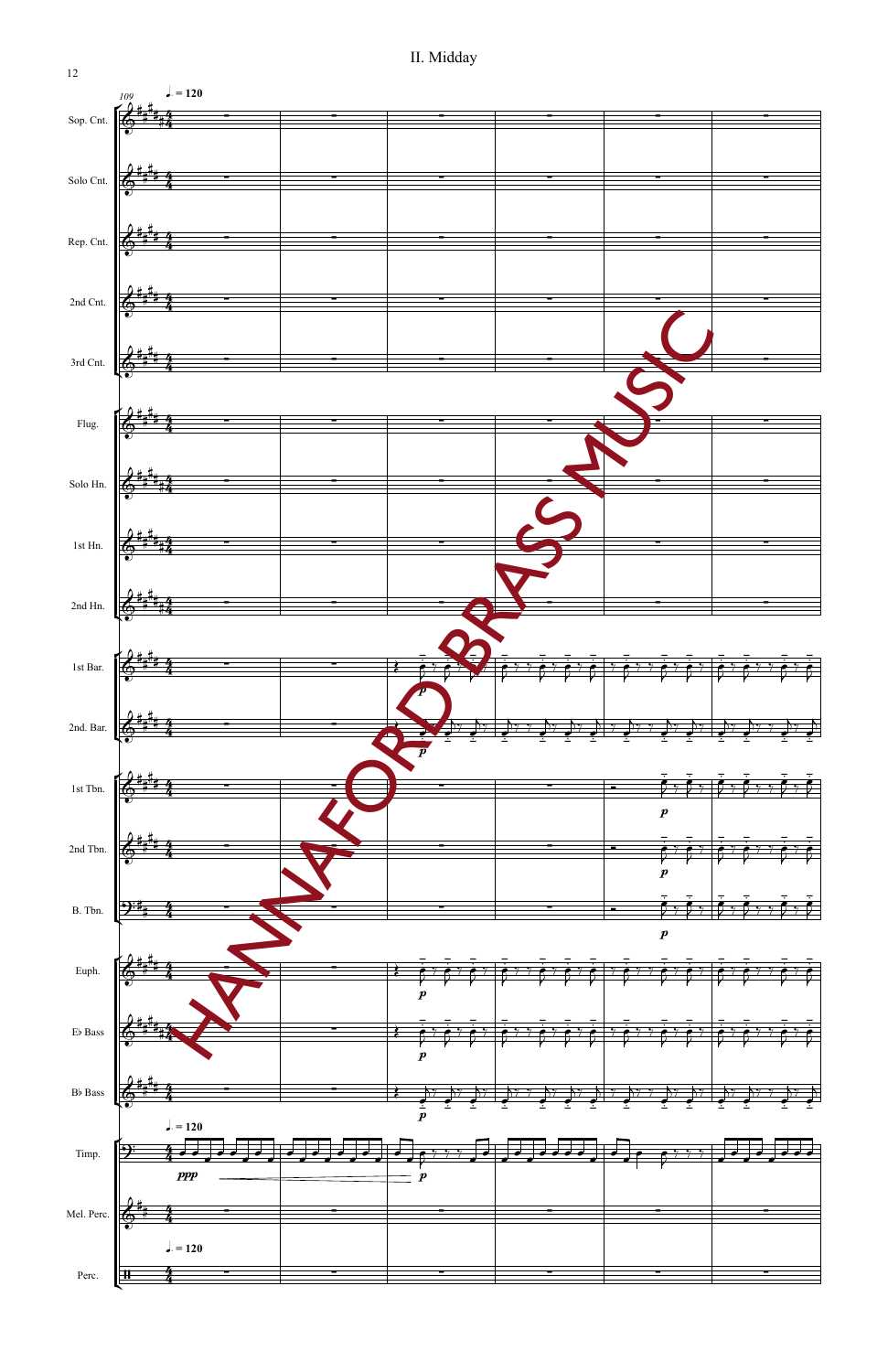# II. Midday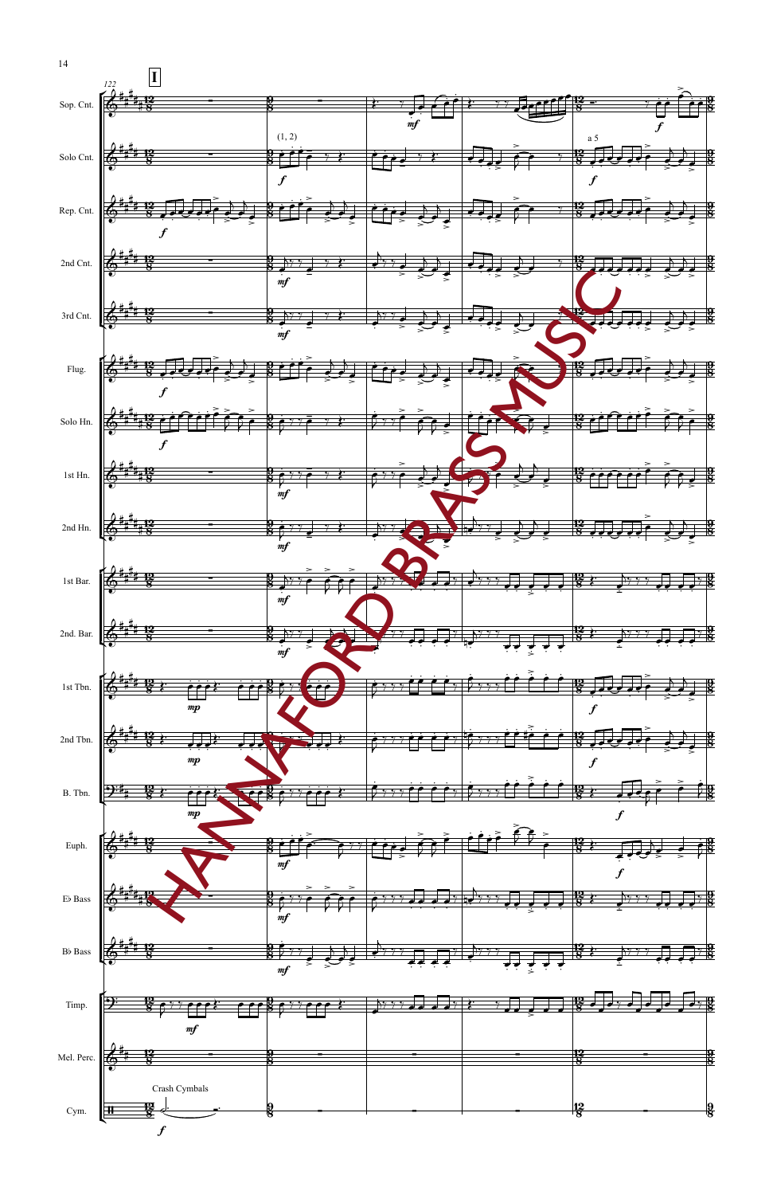**I**

122

Sop. Cnt.

Solo Cnt. (1, 2) — a 5

Rep. Cnt.

2nd Cnt.

3rd Cnt.

Flug.

Solo Hn.

1st Hn.

2nd Hn.

1st Bar.

2nd. Bar.

1st Tbn.

2nd Tbn.

B. Tbn.

Euph.

E♭ Bass

B♭ Bass

Timp.

Mel. Perc.

Cym. — Crash Cymbals

HANAFORD BRASS MUSIC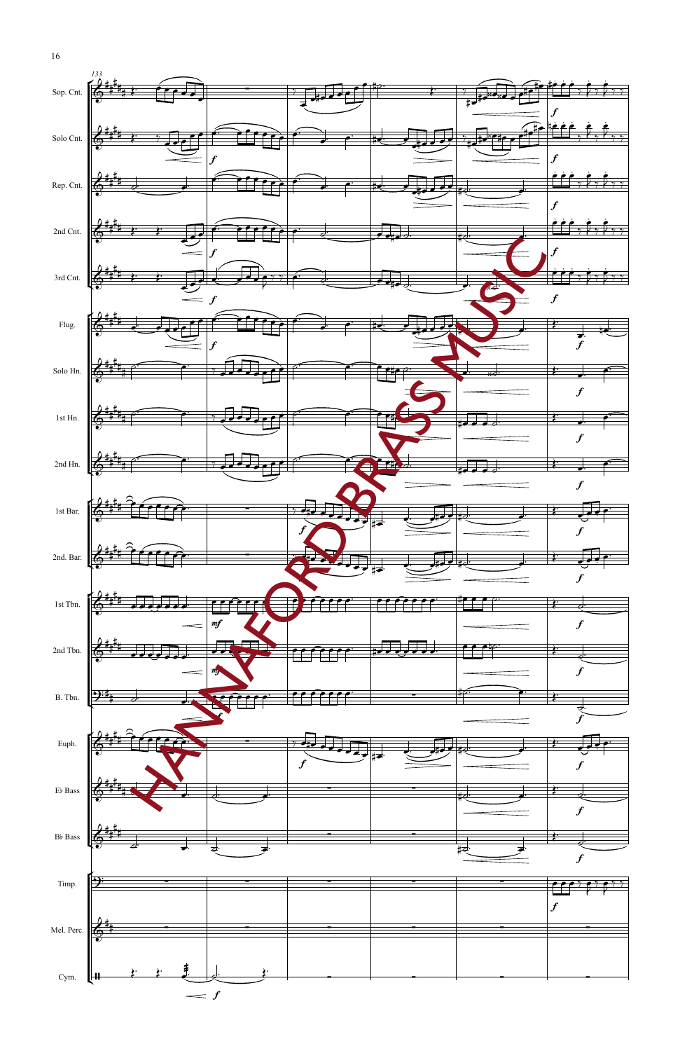133

Sop. Cnt.

Solo Cnt.

Rep. Cnt.

2nd Cnt.

3rd Cnt.

Flug.

Solo Hn.

1st Hn.

2nd Hn.

1st Bar.

2nd. Bar.

1st Tbn.

2nd Tbn.

B. Tbn.

Euph.

E♭ Bass

B♭ Bass

Timp.

Mel. Perc.

Cym.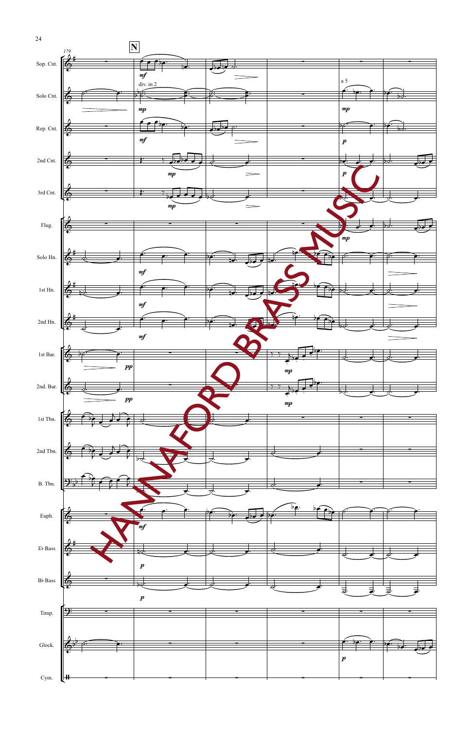179

**N**

Sop. Cnt. — *mf*

Solo Cnt. — div. in 2 — *mp* — a 5 — *mp*

Rep. Cnt. — *mf* — *p*

2nd Cnt. — *mp* — *p*

3rd Cnt. — *mp*

Flug. — *mp*

Solo Hn. — *mf*

1st Hn. — *mf*

2nd Hn. — *mf*

1st Bar. — *pp* — *mp*

2nd. Bar. — *pp* — *mp*

1st Tbn.

2nd Tbn.

B. Tbn.

Euph. — *mf*

E♭ Bass — *p*

B♭ Bass — *p*

Timp.

Glock. — *p*

Cym.

HAMMAFORD BRASS MUSIC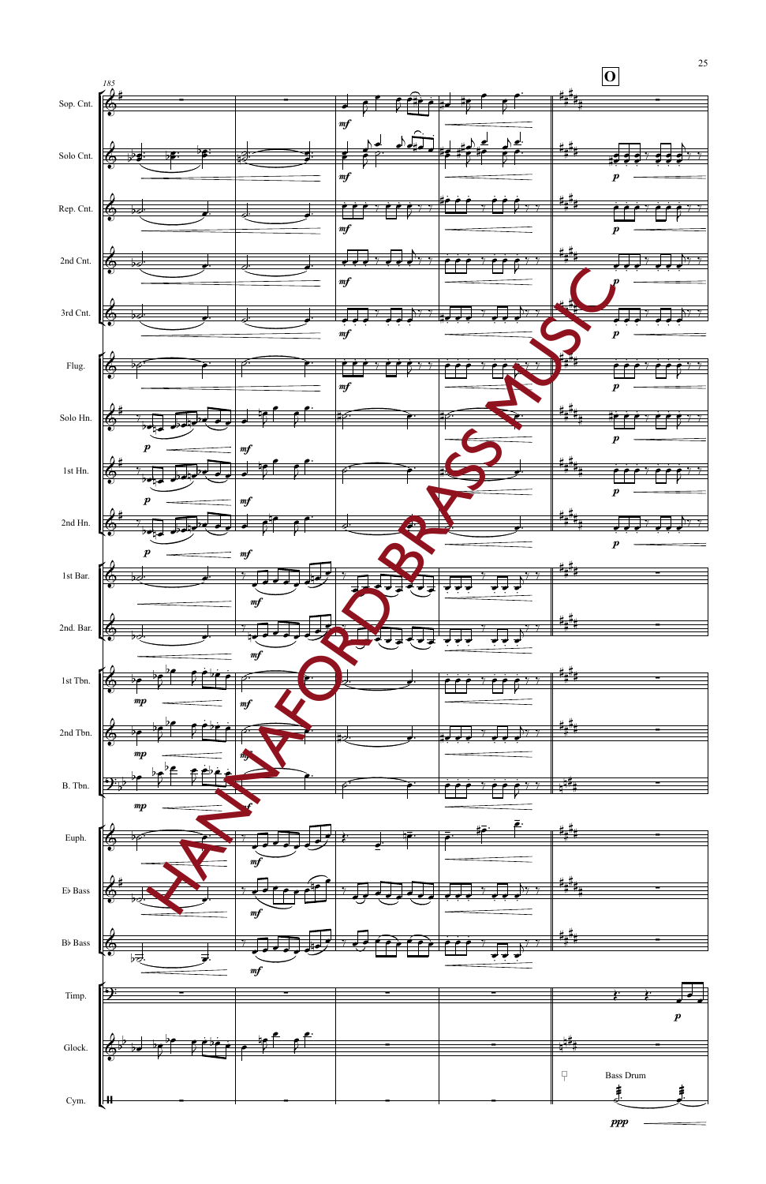185

**O**

Sop. Cnt.

Solo Cnt.

Rep. Cnt.

2nd Cnt.

3rd Cnt.

Flug.

Solo Hn.

1st Hn.

2nd Hn.

1st Bar.

2nd. Bar.

1st Tbn.

2nd Tbn.

B. Tbn.

Euph.

E♭ Bass

B♭ Bass

Timp.

Glock.

Cym.

Bass Drum

HANNAFORD BRASS MUSIC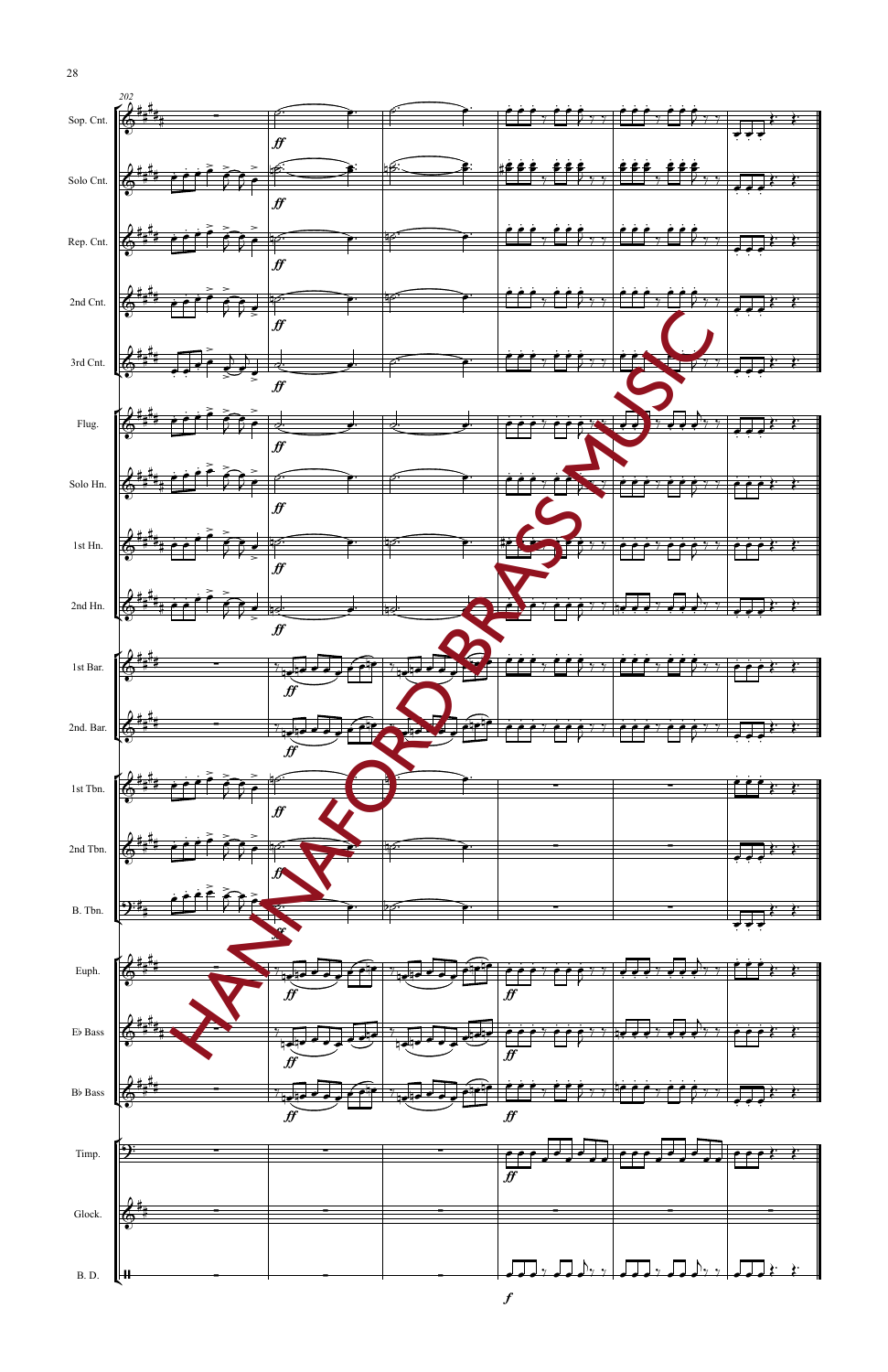202

Sop. Cnt.

Solo Cnt.

Rep. Cnt.

2nd Cnt.

3rd Cnt.

Flug.

Solo Hn.

1st Hn.

2nd Hn.

1st Bar.

2nd. Bar.

1st Tbn.

2nd Tbn.

B. Tbn.

Euph.

E♭ Bass

B♭ Bass

Timp.

Glock.

B. D.

HANNAFORD BRASS MUSIC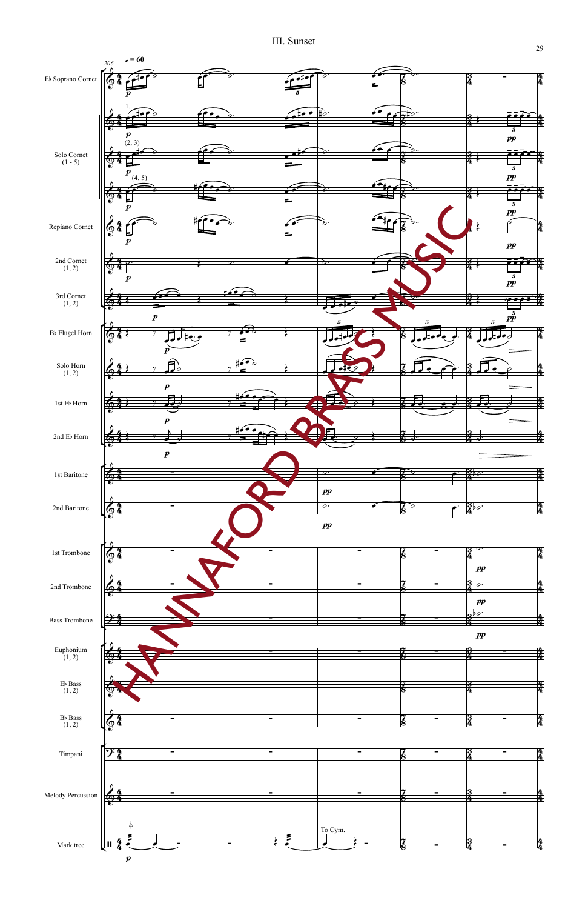# III. Sunset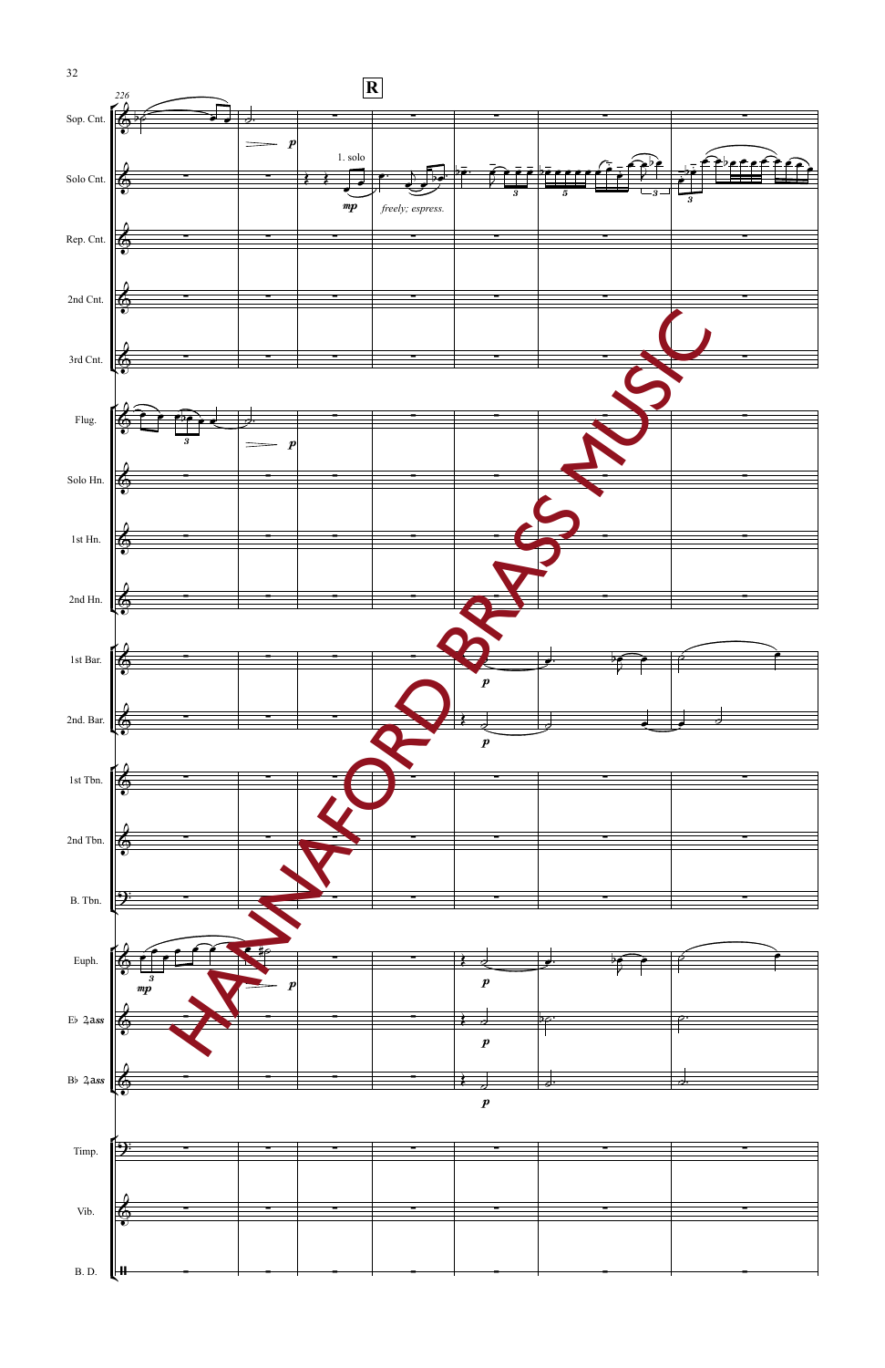**R**

226

Sop. Cnt.

Solo Cnt. — 1. solo *mp* *freely; espress.*

Rep. Cnt.

2nd Cnt.

3rd Cnt.

Flug.

Solo Hn.

1st Hn.

2nd Hn.

1st Bar.

2nd. Bar.

1st Tbn.

2nd Tbn.

B. Tbn.

Euph.

E♭ Bass

B♭ Bass

Timp.

Vib.

B. D.

HANNAFORD BRASS MUSIC